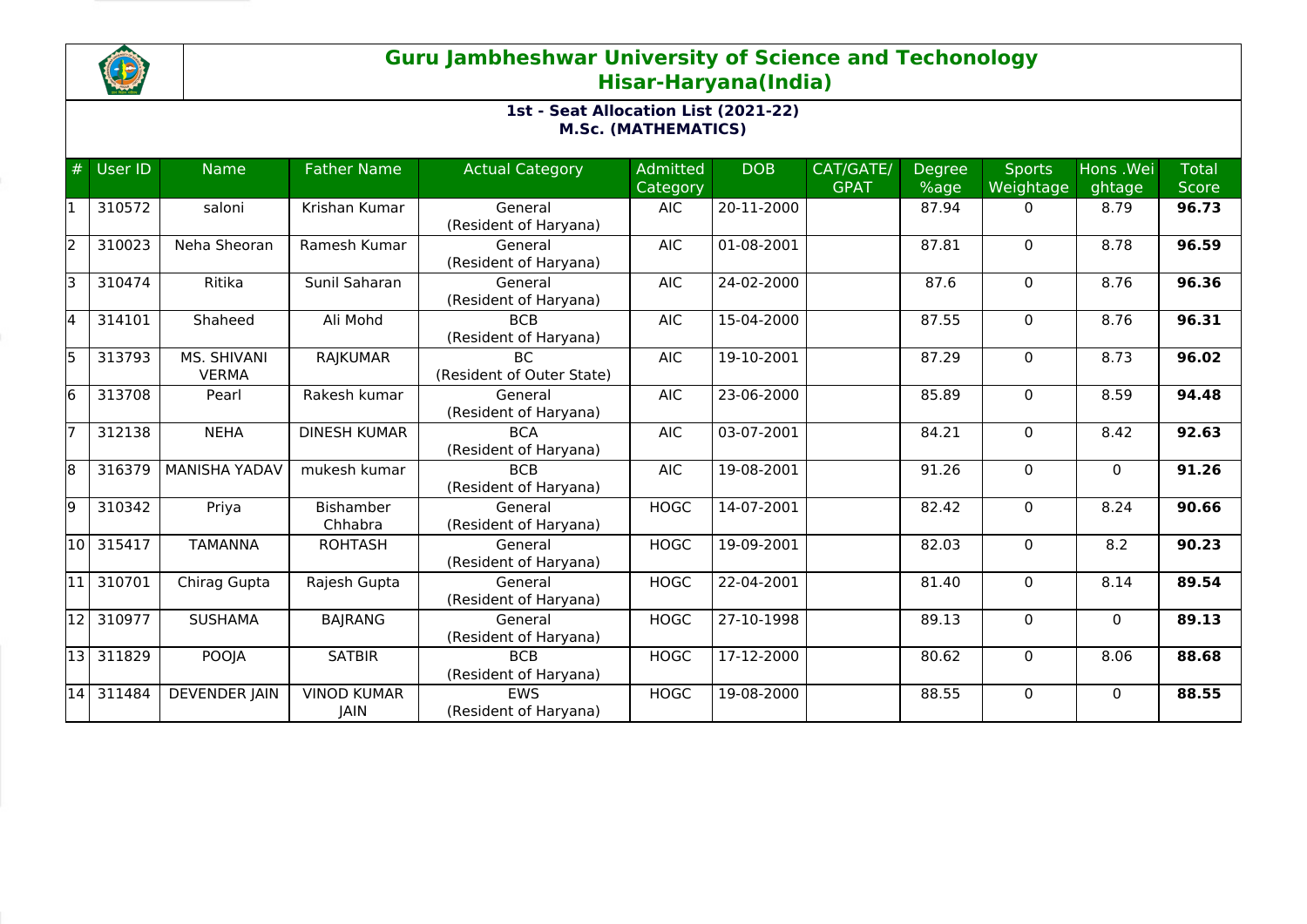# Guru Jambheshwar University of Science and Techonology
## Hisar-Haryana(India)

### 1st - Seat Allocation List (2021-22)
### M.Sc. (MATHEMATICS)

| # | User ID | Name | Father Name | Actual Category | Admitted Category | DOB | CAT/GATE/GPAT | Degree %age | Sports Weightage | Hons .Weightage | Total Score |
|---|---|---|---|---|---|---|---|---|---|---|---|
| 1 | 310572 | saloni | Krishan Kumar | General (Resident of Haryana) | AIC | 20-11-2000 | | 87.94 | 0 | 8.79 | **96.73** |
| 2 | 310023 | Neha Sheoran | Ramesh Kumar | General (Resident of Haryana) | AIC | 01-08-2001 | | 87.81 | 0 | 8.78 | **96.59** |
| 3 | 310474 | Ritika | Sunil Saharan | General (Resident of Haryana) | AIC | 24-02-2000 | | 87.6 | 0 | 8.76 | **96.36** |
| 4 | 314101 | Shaheed | Ali Mohd | BCB (Resident of Haryana) | AIC | 15-04-2000 | | 87.55 | 0 | 8.76 | **96.31** |
| 5 | 313793 | MS. SHIVANI VERMA | RAJKUMAR | BC (Resident of Outer State) | AIC | 19-10-2001 | | 87.29 | 0 | 8.73 | **96.02** |
| 6 | 313708 | Pearl | Rakesh kumar | General (Resident of Haryana) | AIC | 23-06-2000 | | 85.89 | 0 | 8.59 | **94.48** |
| 7 | 312138 | NEHA | DINESH KUMAR | BCA (Resident of Haryana) | AIC | 03-07-2001 | | 84.21 | 0 | 8.42 | **92.63** |
| 8 | 316379 | MANISHA YADAV | mukesh kumar | BCB (Resident of Haryana) | AIC | 19-08-2001 | | 91.26 | 0 | 0 | **91.26** |
| 9 | 310342 | Priya | Bishamber Chhabra | General (Resident of Haryana) | HOGC | 14-07-2001 | | 82.42 | 0 | 8.24 | **90.66** |
| 10 | 315417 | TAMANNA | ROHTASH | General (Resident of Haryana) | HOGC | 19-09-2001 | | 82.03 | 0 | 8.2 | **90.23** |
| 11 | 310701 | Chirag Gupta | Rajesh Gupta | General (Resident of Haryana) | HOGC | 22-04-2001 | | 81.40 | 0 | 8.14 | **89.54** |
| 12 | 310977 | SUSHAMA | BAJRANG | General (Resident of Haryana) | HOGC | 27-10-1998 | | 89.13 | 0 | 0 | **89.13** |
| 13 | 311829 | POOJA | SATBIR | BCB (Resident of Haryana) | HOGC | 17-12-2000 | | 80.62 | 0 | 8.06 | **88.68** |
| 14 | 311484 | DEVENDER JAIN | VINOD KUMAR JAIN | EWS (Resident of Haryana) | HOGC | 19-08-2000 | | 88.55 | 0 | 0 | **88.55** |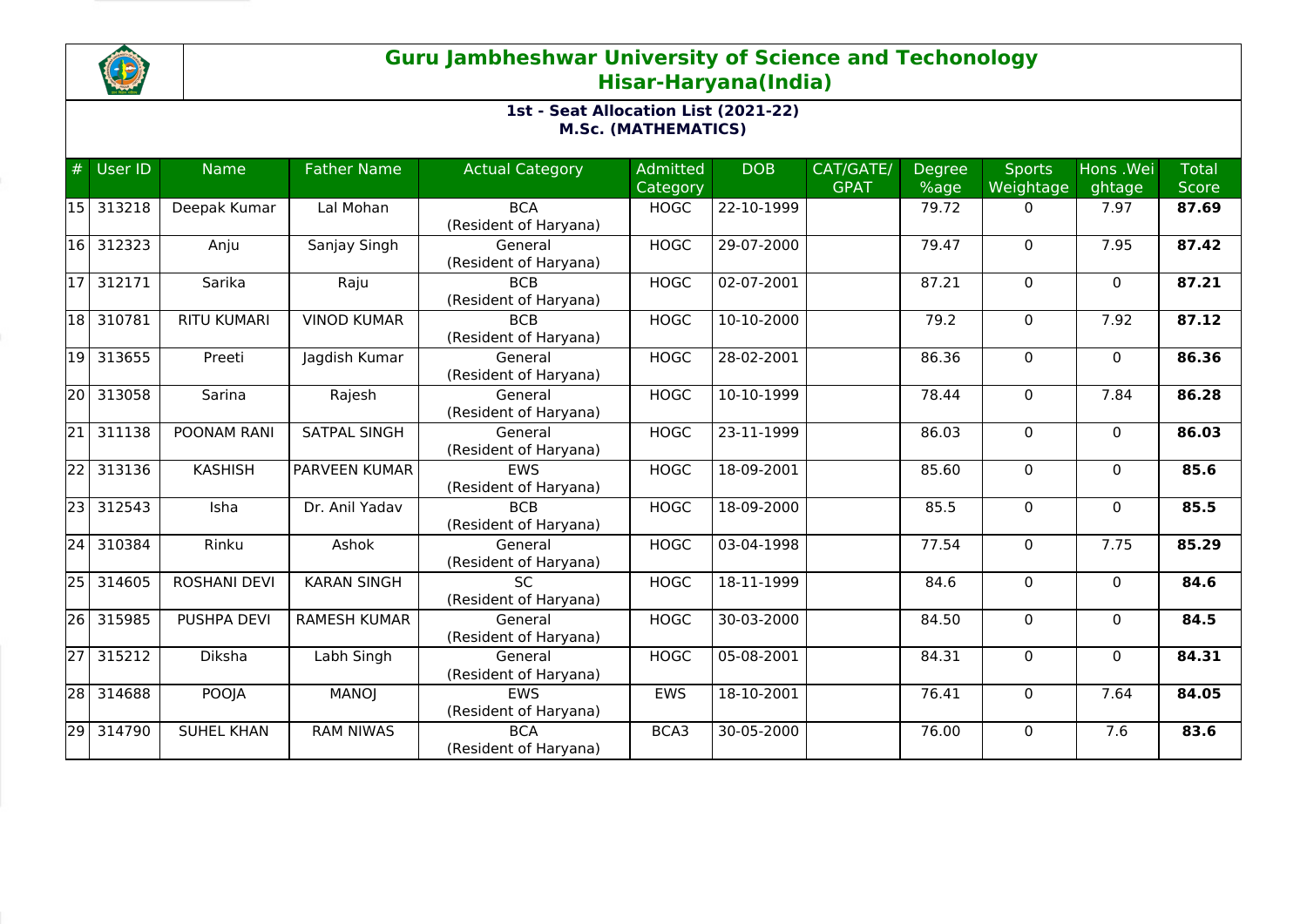# Guru Jambheshwar University of Science and Techonology
## Hisar-Haryana(India)

### 1st - Seat Allocation List (2021-22)
### M.Sc. (MATHEMATICS)

| # | User ID | Name | Father Name | Actual Category | Admitted Category | DOB | CAT/GATE/ GPAT | Degree %age | Sports Weightage | Hons .Weightage | Total Score |
|---|---|---|---|---|---|---|---|---|---|---|---|
| 15 | 313218 | Deepak Kumar | Lal Mohan | BCA (Resident of Haryana) | HOGC | 22-10-1999 | | 79.72 | 0 | 7.97 | **87.69** |
| 16 | 312323 | Anju | Sanjay Singh | General (Resident of Haryana) | HOGC | 29-07-2000 | | 79.47 | 0 | 7.95 | **87.42** |
| 17 | 312171 | Sarika | Raju | BCB (Resident of Haryana) | HOGC | 02-07-2001 | | 87.21 | 0 | 0 | **87.21** |
| 18 | 310781 | RITU KUMARI | VINOD KUMAR | BCB (Resident of Haryana) | HOGC | 10-10-2000 | | 79.2 | 0 | 7.92 | **87.12** |
| 19 | 313655 | Preeti | Jagdish Kumar | General (Resident of Haryana) | HOGC | 28-02-2001 | | 86.36 | 0 | 0 | **86.36** |
| 20 | 313058 | Sarina | Rajesh | General (Resident of Haryana) | HOGC | 10-10-1999 | | 78.44 | 0 | 7.84 | **86.28** |
| 21 | 311138 | POONAM RANI | SATPAL SINGH | General (Resident of Haryana) | HOGC | 23-11-1999 | | 86.03 | 0 | 0 | **86.03** |
| 22 | 313136 | KASHISH | PARVEEN KUMAR | EWS (Resident of Haryana) | HOGC | 18-09-2001 | | 85.60 | 0 | 0 | **85.6** |
| 23 | 312543 | Isha | Dr. Anil Yadav | BCB (Resident of Haryana) | HOGC | 18-09-2000 | | 85.5 | 0 | 0 | **85.5** |
| 24 | 310384 | Rinku | Ashok | General (Resident of Haryana) | HOGC | 03-04-1998 | | 77.54 | 0 | 7.75 | **85.29** |
| 25 | 314605 | ROSHANI DEVI | KARAN SINGH | SC (Resident of Haryana) | HOGC | 18-11-1999 | | 84.6 | 0 | 0 | **84.6** |
| 26 | 315985 | PUSHPA DEVI | RAMESH KUMAR | General (Resident of Haryana) | HOGC | 30-03-2000 | | 84.50 | 0 | 0 | **84.5** |
| 27 | 315212 | Diksha | Labh Singh | General (Resident of Haryana) | HOGC | 05-08-2001 | | 84.31 | 0 | 0 | **84.31** |
| 28 | 314688 | POOJA | MANOJ | EWS (Resident of Haryana) | EWS | 18-10-2001 | | 76.41 | 0 | 7.64 | **84.05** |
| 29 | 314790 | SUHEL KHAN | RAM NIWAS | BCA (Resident of Haryana) | BCA3 | 30-05-2000 | | 76.00 | 0 | 7.6 | **83.6** |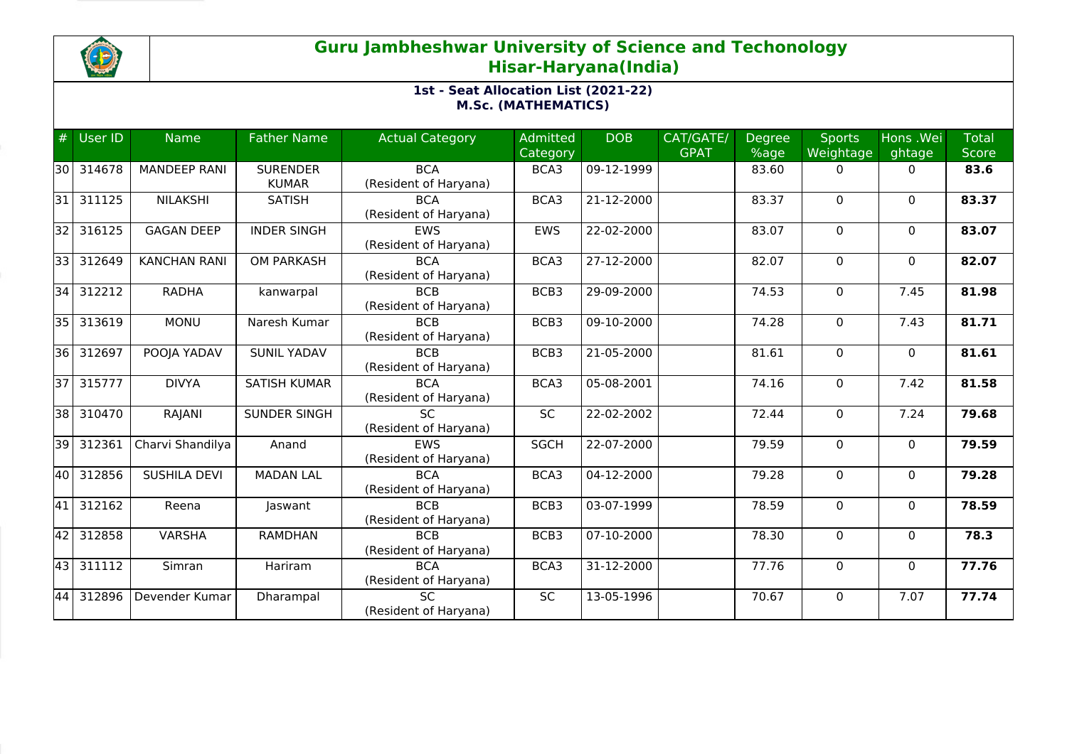# Guru Jambheshwar University of Science and Techonology
## Hisar-Haryana(India)

### 1st - Seat Allocation List (2021-22)
### M.Sc. (MATHEMATICS)

| # | User ID | Name | Father Name | Actual Category | Admitted Category | DOB | CAT/GATE/ GPAT | Degree %age | Sports Weightage | Hons .Weightage | Total Score |
|---|---|---|---|---|---|---|---|---|---|---|---|
| 30 | 314678 | MANDEEP RANI | SURENDER KUMAR | BCA (Resident of Haryana) | BCA3 | 09-12-1999 | | 83.60 | 0 | 0 | **83.6** |
| 31 | 311125 | NILAKSHI | SATISH | BCA (Resident of Haryana) | BCA3 | 21-12-2000 | | 83.37 | 0 | 0 | **83.37** |
| 32 | 316125 | GAGAN DEEP | INDER SINGH | EWS (Resident of Haryana) | EWS | 22-02-2000 | | 83.07 | 0 | 0 | **83.07** |
| 33 | 312649 | KANCHAN RANI | OM PARKASH | BCA (Resident of Haryana) | BCA3 | 27-12-2000 | | 82.07 | 0 | 0 | **82.07** |
| 34 | 312212 | RADHA | kanwarpal | BCB (Resident of Haryana) | BCB3 | 29-09-2000 | | 74.53 | 0 | 7.45 | **81.98** |
| 35 | 313619 | MONU | Naresh Kumar | BCB (Resident of Haryana) | BCB3 | 09-10-2000 | | 74.28 | 0 | 7.43 | **81.71** |
| 36 | 312697 | POOJA YADAV | SUNIL YADAV | BCB (Resident of Haryana) | BCB3 | 21-05-2000 | | 81.61 | 0 | 0 | **81.61** |
| 37 | 315777 | DIVYA | SATISH KUMAR | BCA (Resident of Haryana) | BCA3 | 05-08-2001 | | 74.16 | 0 | 7.42 | **81.58** |
| 38 | 310470 | RAJANI | SUNDER SINGH | SC (Resident of Haryana) | SC | 22-02-2002 | | 72.44 | 0 | 7.24 | **79.68** |
| 39 | 312361 | Charvi Shandilya | Anand | EWS (Resident of Haryana) | SGCH | 22-07-2000 | | 79.59 | 0 | 0 | **79.59** |
| 40 | 312856 | SUSHILA DEVI | MADAN LAL | BCA (Resident of Haryana) | BCA3 | 04-12-2000 | | 79.28 | 0 | 0 | **79.28** |
| 41 | 312162 | Reena | Jaswant | BCB (Resident of Haryana) | BCB3 | 03-07-1999 | | 78.59 | 0 | 0 | **78.59** |
| 42 | 312858 | VARSHA | RAMDHAN | BCB (Resident of Haryana) | BCB3 | 07-10-2000 | | 78.30 | 0 | 0 | **78.3** |
| 43 | 311112 | Simran | Hariram | BCA (Resident of Haryana) | BCA3 | 31-12-2000 | | 77.76 | 0 | 0 | **77.76** |
| 44 | 312896 | Devender Kumar | Dharampal | SC (Resident of Haryana) | SC | 13-05-1996 | | 70.67 | 0 | 7.07 | **77.74** |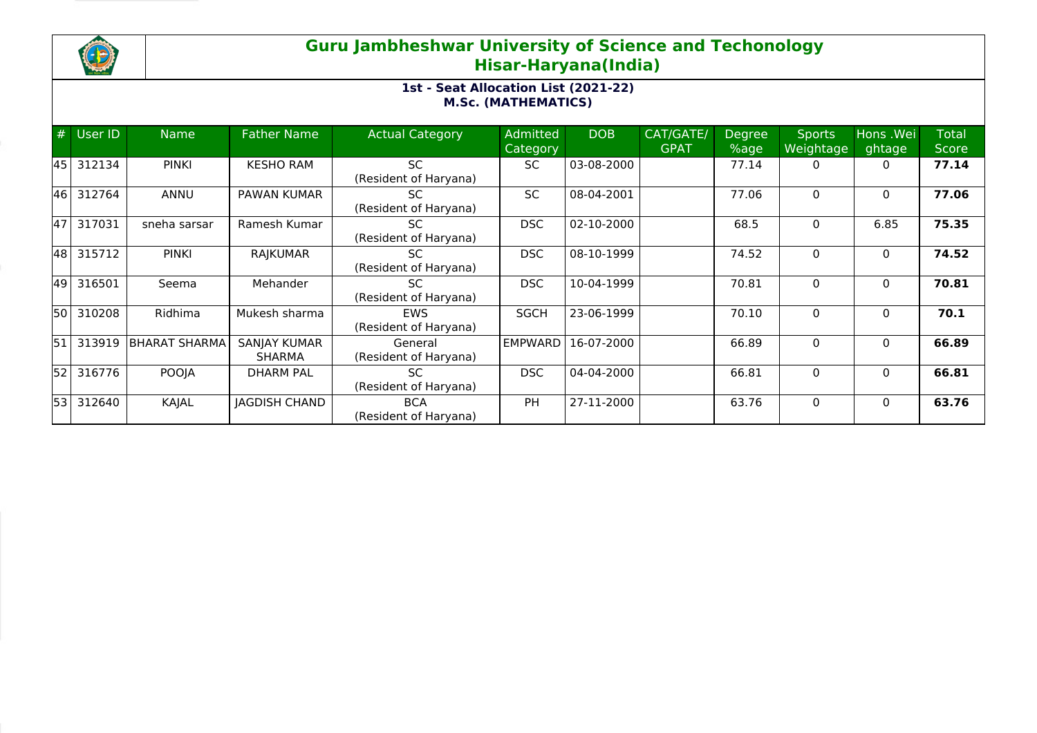# Guru Jambheshwar University of Science and Techonology Hisar-Haryana(India)

## 1st - Seat Allocation List (2021-22)
## M.Sc. (MATHEMATICS)

| # | User ID | Name | Father Name | Actual Category | Admitted Category | DOB | CAT/GATE/ GPAT | Degree %age | Sports Weightage | Hons .Wei ghtage | Total Score |
|---|---|---|---|---|---|---|---|---|---|---|---|
| 45 | 312134 | PINKI | KESHO RAM | SC (Resident of Haryana) | SC | 03-08-2000 | | 77.14 | 0 | 0 | **77.14** |
| 46 | 312764 | ANNU | PAWAN KUMAR | SC (Resident of Haryana) | SC | 08-04-2001 | | 77.06 | 0 | 0 | **77.06** |
| 47 | 317031 | sneha sarsar | Ramesh Kumar | SC (Resident of Haryana) | DSC | 02-10-2000 | | 68.5 | 0 | 6.85 | **75.35** |
| 48 | 315712 | PINKI | RAJKUMAR | SC (Resident of Haryana) | DSC | 08-10-1999 | | 74.52 | 0 | 0 | **74.52** |
| 49 | 316501 | Seema | Mehander | SC (Resident of Haryana) | DSC | 10-04-1999 | | 70.81 | 0 | 0 | **70.81** |
| 50 | 310208 | Ridhima | Mukesh sharma | EWS (Resident of Haryana) | SGCH | 23-06-1999 | | 70.10 | 0 | 0 | **70.1** |
| 51 | 313919 | BHARAT SHARMA | SANJAY KUMAR SHARMA | General (Resident of Haryana) | EMPWARD | 16-07-2000 | | 66.89 | 0 | 0 | **66.89** |
| 52 | 316776 | POOJA | DHARM PAL | SC (Resident of Haryana) | DSC | 04-04-2000 | | 66.81 | 0 | 0 | **66.81** |
| 53 | 312640 | KAJAL | JAGDISH CHAND | BCA (Resident of Haryana) | PH | 27-11-2000 | | 63.76 | 0 | 0 | **63.76** |